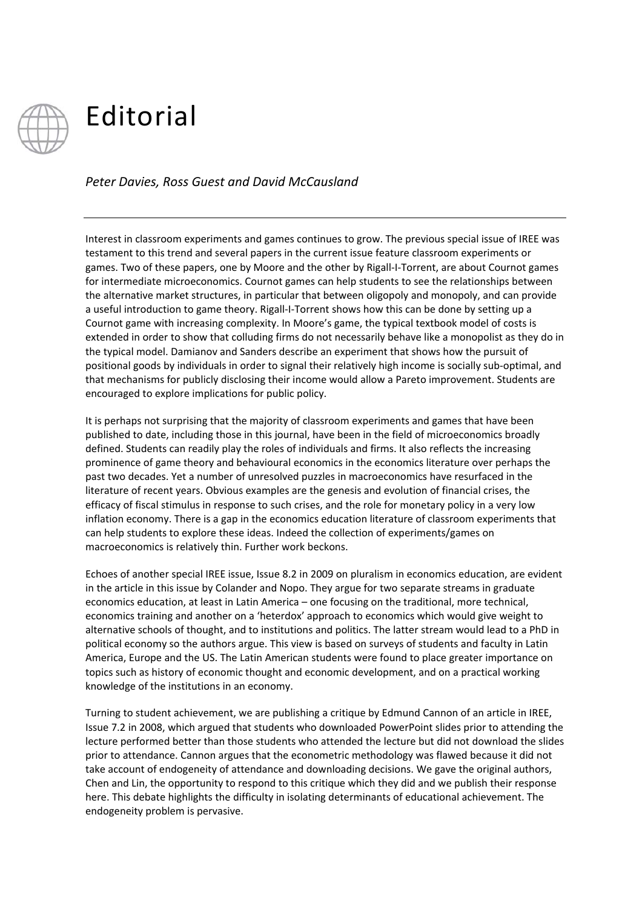# Editorial

*Peter Davies, Ross Guest and David McCausland*

---

Interest in classroom experiments and games continues to grow. The previous special issue of IREE was testament to this trend and several papers in the current issue feature classroom experiments or games. Two of these papers, one by Moore and the other by Rigall-I-Torrent, are about Cournot games for intermediate microeconomics. Cournot games can help students to see the relationships between the alternative market structures, in particular that between oligopoly and monopoly, and can provide a useful introduction to game theory. Rigall-I-Torrent shows how this can be done by setting up a Cournot game with increasing complexity. In Moore's game, the typical textbook model of costs is extended in order to show that colluding firms do not necessarily behave like a monopolist as they do in the typical model. Damianov and Sanders describe an experiment that shows how the pursuit of positional goods by individuals in order to signal their relatively high income is socially sub-optimal, and that mechanisms for publicly disclosing their income would allow a Pareto improvement. Students are encouraged to explore implications for public policy.

It is perhaps not surprising that the majority of classroom experiments and games that have been published to date, including those in this journal, have been in the field of microeconomics broadly defined. Students can readily play the roles of individuals and firms. It also reflects the increasing prominence of game theory and behavioural economics in the economics literature over perhaps the past two decades. Yet a number of unresolved puzzles in macroeconomics have resurfaced in the literature of recent years. Obvious examples are the genesis and evolution of financial crises, the efficacy of fiscal stimulus in response to such crises, and the role for monetary policy in a very low inflation economy. There is a gap in the economics education literature of classroom experiments that can help students to explore these ideas. Indeed the collection of experiments/games on macroeconomics is relatively thin. Further work beckons.

Echoes of another special IREE issue, Issue 8.2 in 2009 on pluralism in economics education, are evident in the article in this issue by Colander and Nopo. They argue for two separate streams in graduate economics education, at least in Latin America – one focusing on the traditional, more technical, economics training and another on a 'heterdox' approach to economics which would give weight to alternative schools of thought, and to institutions and politics. The latter stream would lead to a PhD in political economy so the authors argue. This view is based on surveys of students and faculty in Latin America, Europe and the US. The Latin American students were found to place greater importance on topics such as history of economic thought and economic development, and on a practical working knowledge of the institutions in an economy.

Turning to student achievement, we are publishing a critique by Edmund Cannon of an article in IREE, Issue 7.2 in 2008, which argued that students who downloaded PowerPoint slides prior to attending the lecture performed better than those students who attended the lecture but did not download the slides prior to attendance. Cannon argues that the econometric methodology was flawed because it did not take account of endogeneity of attendance and downloading decisions. We gave the original authors, Chen and Lin, the opportunity to respond to this critique which they did and we publish their response here. This debate highlights the difficulty in isolating determinants of educational achievement. The endogeneity problem is pervasive.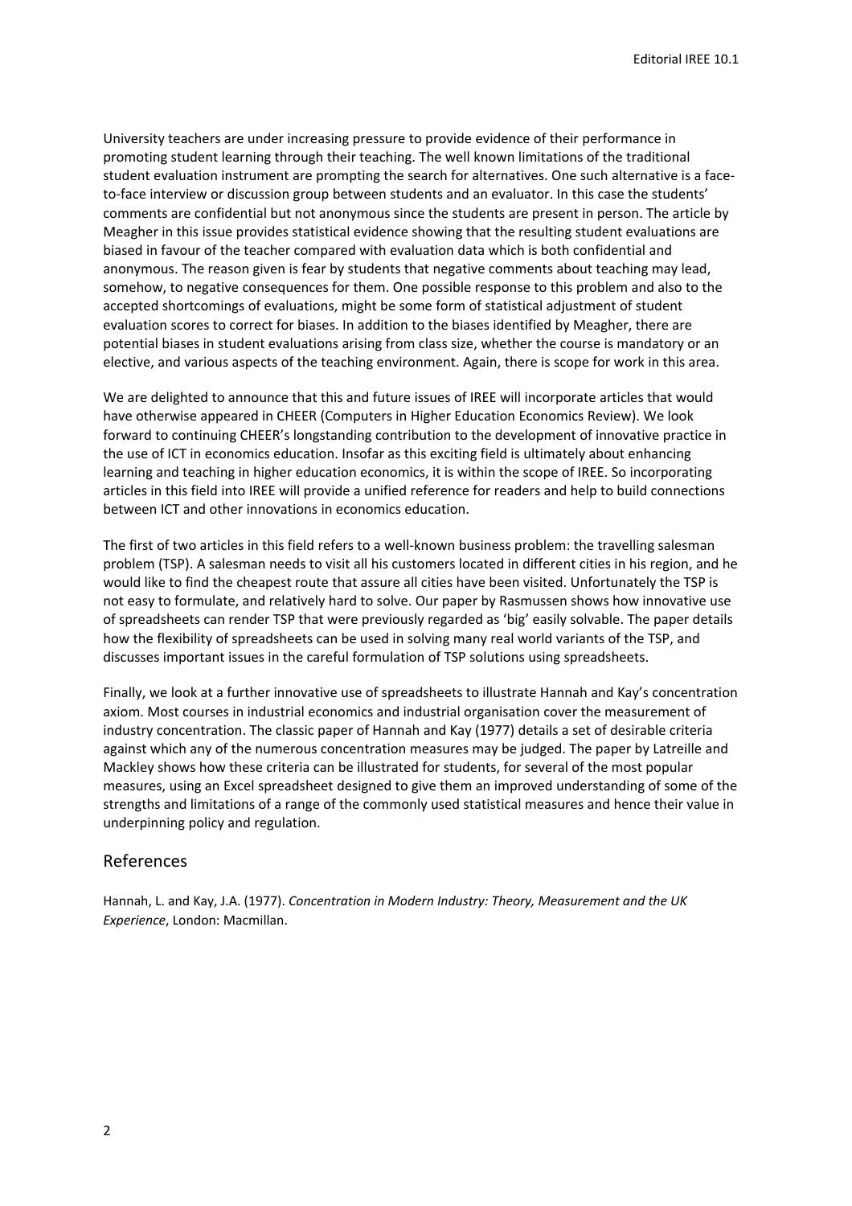University teachers are under increasing pressure to provide evidence of their performance in promoting student learning through their teaching. The well known limitations of the traditional student evaluation instrument are prompting the search for alternatives. One such alternative is a face-to-face interview or discussion group between students and an evaluator. In this case the students' comments are confidential but not anonymous since the students are present in person. The article by Meagher in this issue provides statistical evidence showing that the resulting student evaluations are biased in favour of the teacher compared with evaluation data which is both confidential and anonymous. The reason given is fear by students that negative comments about teaching may lead, somehow, to negative consequences for them. One possible response to this problem and also to the accepted shortcomings of evaluations, might be some form of statistical adjustment of student evaluation scores to correct for biases. In addition to the biases identified by Meagher, there are potential biases in student evaluations arising from class size, whether the course is mandatory or an elective, and various aspects of the teaching environment. Again, there is scope for work in this area.

We are delighted to announce that this and future issues of IREE will incorporate articles that would have otherwise appeared in CHEER (Computers in Higher Education Economics Review). We look forward to continuing CHEER's longstanding contribution to the development of innovative practice in the use of ICT in economics education. Insofar as this exciting field is ultimately about enhancing learning and teaching in higher education economics, it is within the scope of IREE. So incorporating articles in this field into IREE will provide a unified reference for readers and help to build connections between ICT and other innovations in economics education.

The first of two articles in this field refers to a well-known business problem: the travelling salesman problem (TSP). A salesman needs to visit all his customers located in different cities in his region, and he would like to find the cheapest route that assure all cities have been visited. Unfortunately the TSP is not easy to formulate, and relatively hard to solve. Our paper by Rasmussen shows how innovative use of spreadsheets can render TSP that were previously regarded as 'big' easily solvable. The paper details how the flexibility of spreadsheets can be used in solving many real world variants of the TSP, and discusses important issues in the careful formulation of TSP solutions using spreadsheets.

Finally, we look at a further innovative use of spreadsheets to illustrate Hannah and Kay's concentration axiom. Most courses in industrial economics and industrial organisation cover the measurement of industry concentration. The classic paper of Hannah and Kay (1977) details a set of desirable criteria against which any of the numerous concentration measures may be judged. The paper by Latreille and Mackley shows how these criteria can be illustrated for students, for several of the most popular measures, using an Excel spreadsheet designed to give them an improved understanding of some of the strengths and limitations of a range of the commonly used statistical measures and hence their value in underpinning policy and regulation.

## References

Hannah, L. and Kay, J.A. (1977). *Concentration in Modern Industry: Theory, Measurement and the UK Experience*, London: Macmillan.